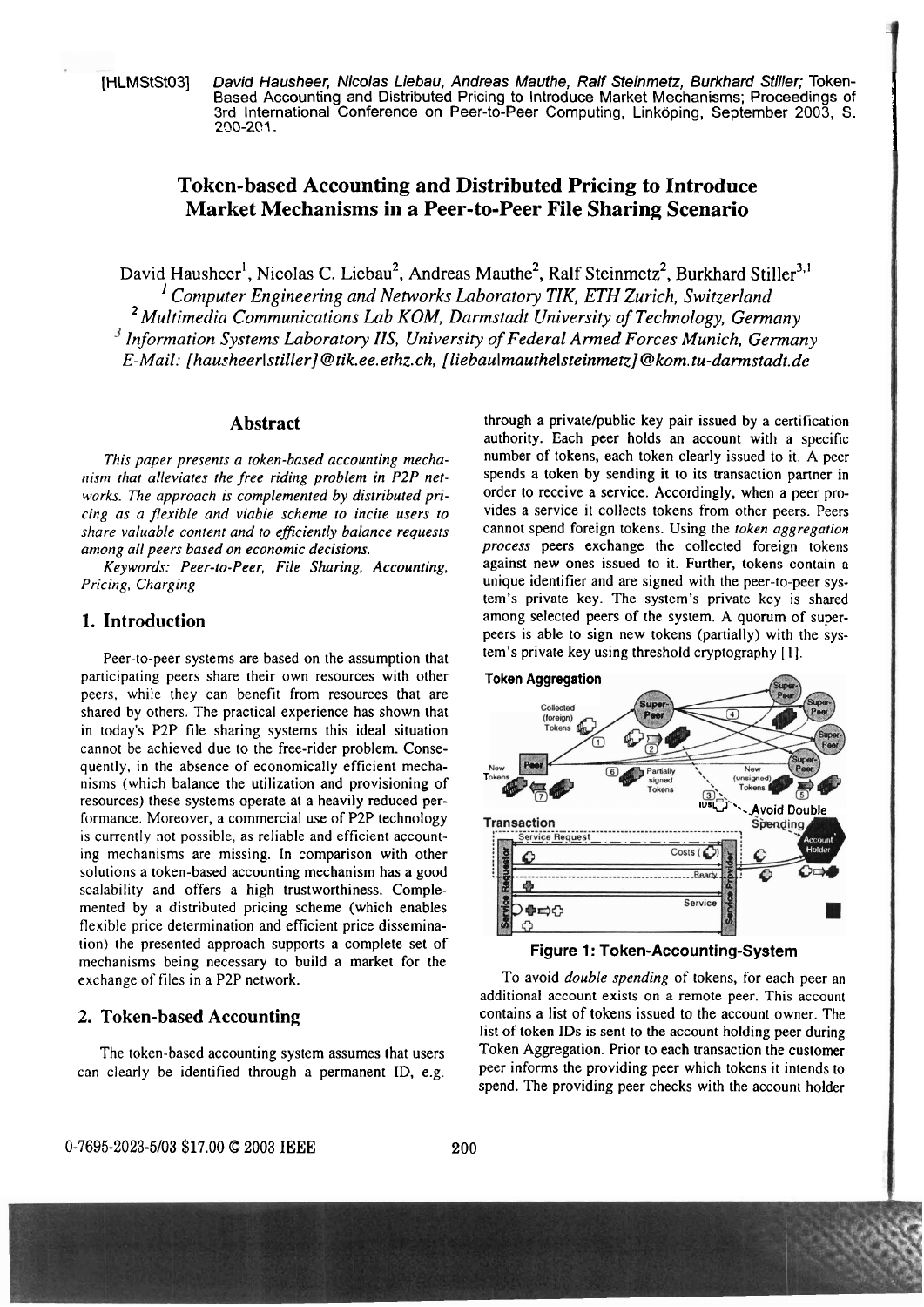[HLMStSt03] *David Hausheer, Nicolas Liebau, Andreas Mauthe, Ralf Steinmetz, Burkhard Stiller;* Token-Based Accounting and Distributed Pricing to Introduce Market Mechanisms; Proceedings of 3rd International Conference on Peer-to-Peer Computing, Linköping, September 2003, S. 200-201.

# Token-based Accounting and Distributed Pricing to Introduce Market Mechanisms in a Peer-to-Peer File Sharing Scenario

David Hausheer[1], Nicolas C. Liebau[2], Andreas Mauthe[2], Ralf Steinmetz[2], Burkhard Stiller[3,1]

[1] *Computer Engineering and Networks Laboratory TIK, ETH Zurich, Switzerland*

[2] *Multimedia Communications Lab KOM, Darmstadt University of Technology, Germany*

[3] *Information Systems Laboratory IIS, University of Federal Armed Forces Munich, Germany*

*E-Mail: [hausheer|stiller]@tik.ee.ethz.ch, [liebau|mauthe|steinmetz]@kom.tu-darmstadt.de*

## Abstract

*This paper presents a token-based accounting mechanism that alleviates the free riding problem in P2P networks. The approach is complemented by distributed pricing as a flexible and viable scheme to incite users to share valuable content and to efficiently balance requests among all peers based on economic decisions.*

*Keywords: Peer-to-Peer, File Sharing, Accounting, Pricing, Charging*

## 1. Introduction

Peer-to-peer systems are based on the assumption that participating peers share their own resources with other peers, while they can benefit from resources that are shared by others. The practical experience has shown that in today's P2P file sharing systems this ideal situation cannot be achieved due to the free-rider problem. Consequently, in the absence of economically efficient mechanisms (which balance the utilization and provisioning of resources) these systems operate at a heavily reduced performance. Moreover, a commercial use of P2P technology is currently not possible, as reliable and efficient accounting mechanisms are missing. In comparison with other solutions a token-based accounting mechanism has a good scalability and offers a high trustworthiness. Complemented by a distributed pricing scheme (which enables flexible price determination and efficient price dissemination) the presented approach supports a complete set of mechanisms being necessary to build a market for the exchange of files in a P2P network.

## 2. Token-based Accounting

The token-based accounting system assumes that users can clearly be identified through a permanent ID, e.g. through a private/public key pair issued by a certification authority. Each peer holds an account with a specific number of tokens, each token clearly issued to it. A peer spends a token by sending it to its transaction partner in order to receive a service. Accordingly, when a peer provides a service it collects tokens from other peers. Peers cannot spend foreign tokens. Using the *token aggregation process* peers exchange the collected foreign tokens against new ones issued to it. Further, tokens contain a unique identifier and are signed with the peer-to-peer system's private key. The system's private key is shared among selected peers of the system. A quorum of superpeers is able to sign new tokens (partially) with the system's private key using threshold cryptography [1].

**Figure 1: Token-Accounting-System**

To avoid *double spending* of tokens, for each peer an additional account exists on a remote peer. This account contains a list of tokens issued to the account owner. The list of token IDs is sent to the account holding peer during Token Aggregation. Prior to each transaction the customer peer informs the providing peer which tokens it intends to spend. The providing peer checks with the account holder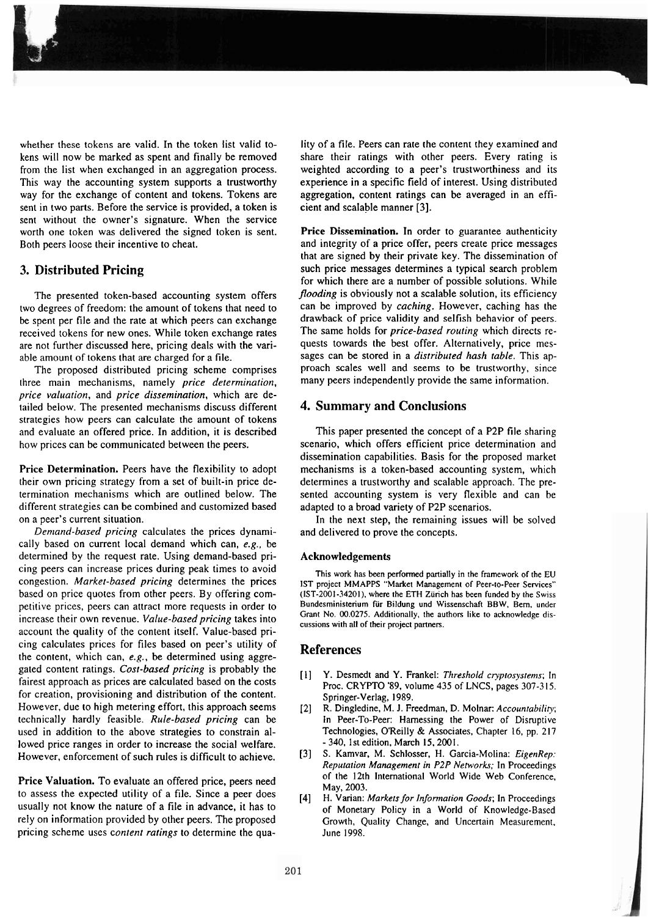whether these tokens are valid. In the token list valid tokens will now be marked as spent and finally be removed from the list when exchanged in an aggregation process. This way the accounting system supports a trustworthy way for the exchange of content and tokens. Tokens are sent in two parts. Before the service is provided, a token is sent without the owner's signature. When the service worth one token was delivered the signed token is sent. Both peers loose their incentive to cheat.

## 3. Distributed Pricing

The presented token-based accounting system offers two degrees of freedom: the amount of tokens that need to be spent per file and the rate at which peers can exchange received tokens for new ones. While token exchange rates are not further discussed here, pricing deals with the variable amount of tokens that are charged for a file.

The proposed distributed pricing scheme comprises three main mechanisms, namely *price determination*, *price valuation*, and *price dissemination*, which are detailed below. The presented mechanisms discuss different strategies how peers can calculate the amount of tokens and evaluate an offered price. In addition, it is described how prices can be communicated between the peers.

**Price Determination.** Peers have the flexibility to adopt their own pricing strategy from a set of built-in price determination mechanisms which are outlined below. The different strategies can be combined and customized based on a peer's current situation.

*Demand-based pricing* calculates the prices dynamically based on current local demand which can, *e.g.*, be determined by the request rate. Using demand-based pricing peers can increase prices during peak times to avoid congestion. *Market-based pricing* determines the prices based on price quotes from other peers. By offering competitive prices, peers can attract more requests in order to increase their own revenue. *Value-based pricing* takes into account the quality of the content itself. Value-based pricing calculates prices for files based on peer's utility of the content, which can, *e.g.*, be determined using aggregated content ratings. *Cost-based pricing* is probably the fairest approach as prices are calculated based on the costs for creation, provisioning and distribution of the content. However, due to high metering effort, this approach seems technically hardly feasible. *Rule-based pricing* can be used in addition to the above strategies to constrain allowed price ranges in order to increase the social welfare. However, enforcement of such rules is difficult to achieve.

**Price Valuation.** To evaluate an offered price, peers need to assess the expected utility of a file. Since a peer does usually not know the nature of a file in advance, it has to rely on information provided by other peers. The proposed pricing scheme uses *content ratings* to determine the quality of a file. Peers can rate the content they examined and share their ratings with other peers. Every rating is weighted according to a peer's trustworthiness and its experience in a specific field of interest. Using distributed aggregation, content ratings can be averaged in an efficient and scalable manner [3].

**Price Dissemination.** In order to guarantee authenticity and integrity of a price offer, peers create price messages that are signed by their private key. The dissemination of such price messages determines a typical search problem for which there are a number of possible solutions. While *flooding* is obviously not a scalable solution, its efficiency can be improved by *caching*. However, caching has the drawback of price validity and selfish behavior of peers. The same holds for *price-based routing* which directs requests towards the best offer. Alternatively, price messages can be stored in a *distributed hash table*. This approach scales well and seems to be trustworthy, since many peers independently provide the same information.

## 4. Summary and Conclusions

This paper presented the concept of a P2P file sharing scenario, which offers efficient price determination and dissemination capabilities. Basis for the proposed market mechanisms is a token-based accounting system, which determines a trustworthy and scalable approach. The presented accounting system is very flexible and can be adapted to a broad variety of P2P scenarios.

In the next step, the remaining issues will be solved and delivered to prove the concepts.

### Acknowledgements

This work has been performed partially in the framework of the EU IST project MMAPPS "Market Management of Peer-to-Peer Services" (IST-2001-34201), where the ETH Zürich has been funded by the Swiss Bundesministerium für Bildung und Wissenschaft BBW, Bern, under Grant No. 00.0275. Additionally, the authors like to acknowledge discussions with all of their project partners.

## References

[1] Y. Desmedt and Y. Frankel: *Threshold cryptosystems*; In Proc. CRYPTO '89, volume 435 of LNCS, pages 307-315. Springer-Verlag, 1989.

[2] R. Dingledine, M. J. Freedman, D. Molnar: *Accountability*; In Peer-To-Peer: Harnessing the Power of Disruptive Technologies, O'Reilly & Associates, Chapter 16, pp. 217 - 340, 1st edition, March 15, 2001.

[3] S. Kamvar, M. Schlosser, H. Garcia-Molina: *EigenRep: Reputation Management in P2P Networks*; In Proceedings of the 12th International World Wide Web Conference, May, 2003.

[4] H. Varian: *Markets for Information Goods*; In Proceedings of Monetary Policy in a World of Knowledge-Based Growth, Quality Change, and Uncertain Measurement, June 1998.